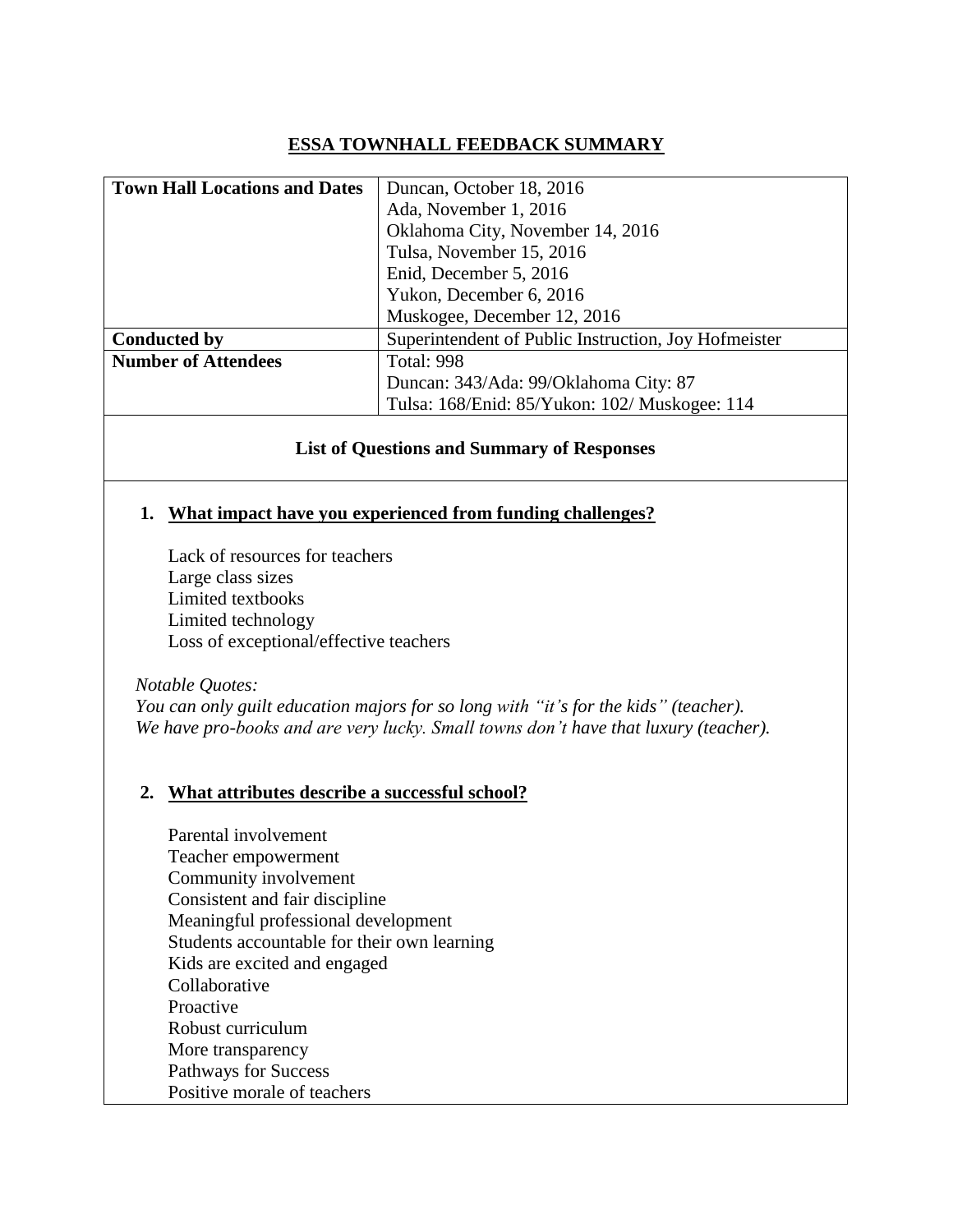# ESSA TOWNHALL FEEDBACK SUMMARY

| | |
|---|---|
| **Town Hall Locations and Dates** | Duncan, October 18, 2016<br>Ada, November 1, 2016<br>Oklahoma City, November 14, 2016<br>Tulsa, November 15, 2016<br>Enid, December 5, 2016<br>Yukon, December 6, 2016<br>Muskogee, December 12, 2016 |
| **Conducted by** | Superintendent of Public Instruction, Joy Hofmeister |
| **Number of Attendees** | Total: 998<br>Duncan: 343/Ada: 99/Oklahoma City: 87<br>Tulsa: 168/Enid: 85/Yukon: 102/ Muskogee: 114 |

## List of Questions and Summary of Responses

### 1. What impact have you experienced from funding challenges?

Lack of resources for teachers
Large class sizes
Limited textbooks
Limited technology
Loss of exceptional/effective teachers

*Notable Quotes:*
*You can only guilt education majors for so long with "it's for the kids" (teacher).*
*We have pro-books and are very lucky. Small towns don't have that luxury (teacher).*

### 2. What attributes describe a successful school?

Parental involvement
Teacher empowerment
Community involvement
Consistent and fair discipline
Meaningful professional development
Students accountable for their own learning
Kids are excited and engaged
Collaborative
Proactive
Robust curriculum
More transparency
Pathways for Success
Positive morale of teachers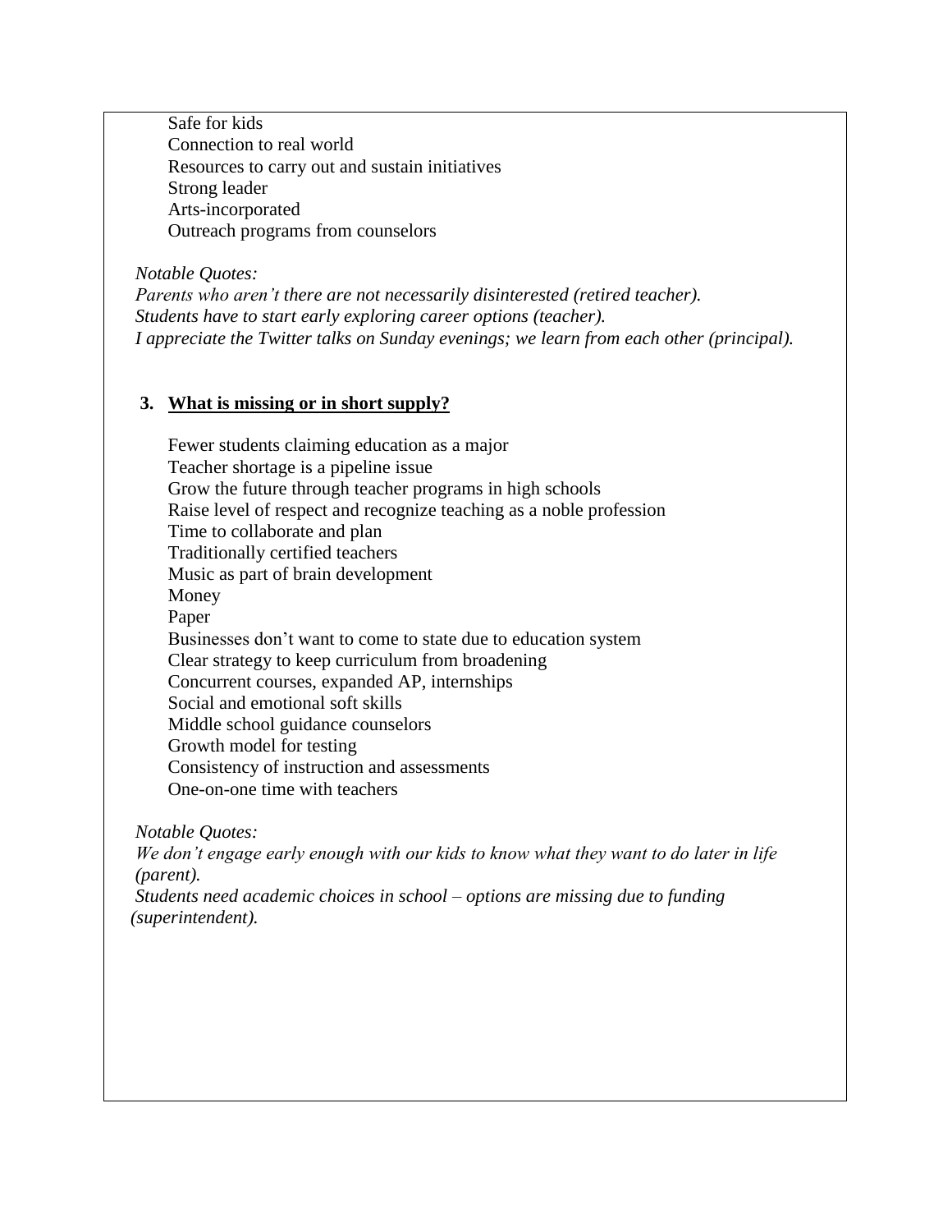Safe for kids
Connection to real world
Resources to carry out and sustain initiatives
Strong leader
Arts-incorporated
Outreach programs from counselors

*Notable Quotes:*
*Parents who aren't there are not necessarily disinterested (retired teacher).*
*Students have to start early exploring career options (teacher).*
*I appreciate the Twitter talks on Sunday evenings; we learn from each other (principal).*

### 3. **What is missing or in short supply?**

Fewer students claiming education as a major
Teacher shortage is a pipeline issue
Grow the future through teacher programs in high schools
Raise level of respect and recognize teaching as a noble profession
Time to collaborate and plan
Traditionally certified teachers
Music as part of brain development
Money
Paper
Businesses don't want to come to state due to education system
Clear strategy to keep curriculum from broadening
Concurrent courses, expanded AP, internships
Social and emotional soft skills
Middle school guidance counselors
Growth model for testing
Consistency of instruction and assessments
One-on-one time with teachers

*Notable Quotes:*
*We don't engage early enough with our kids to know what they want to do later in life (parent).*
*Students need academic choices in school – options are missing due to funding (superintendent).*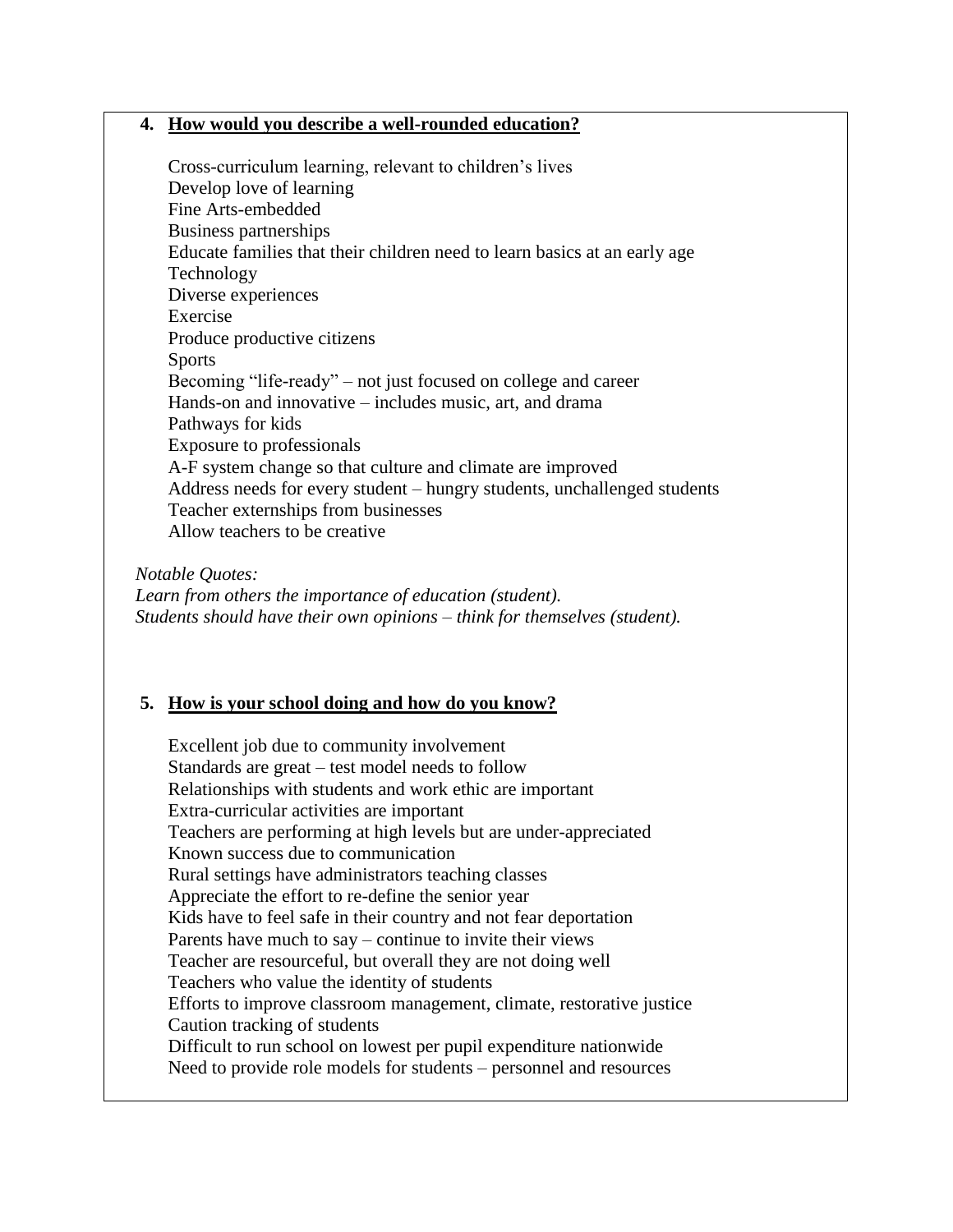## 4. How would you describe a well-rounded education?

Cross-curriculum learning, relevant to children's lives
Develop love of learning
Fine Arts-embedded
Business partnerships
Educate families that their children need to learn basics at an early age
Technology
Diverse experiences
Exercise
Produce productive citizens
Sports
Becoming "life-ready" – not just focused on college and career
Hands-on and innovative – includes music, art, and drama
Pathways for kids
Exposure to professionals
A-F system change so that culture and climate are improved
Address needs for every student – hungry students, unchallenged students
Teacher externships from businesses
Allow teachers to be creative

*Notable Quotes:*
*Learn from others the importance of education (student).*
*Students should have their own opinions – think for themselves (student).*

## 5. How is your school doing and how do you know?

Excellent job due to community involvement
Standards are great – test model needs to follow
Relationships with students and work ethic are important
Extra-curricular activities are important
Teachers are performing at high levels but are under-appreciated
Known success due to communication
Rural settings have administrators teaching classes
Appreciate the effort to re-define the senior year
Kids have to feel safe in their country and not fear deportation
Parents have much to say – continue to invite their views
Teacher are resourceful, but overall they are not doing well
Teachers who value the identity of students
Efforts to improve classroom management, climate, restorative justice
Caution tracking of students
Difficult to run school on lowest per pupil expenditure nationwide
Need to provide role models for students – personnel and resources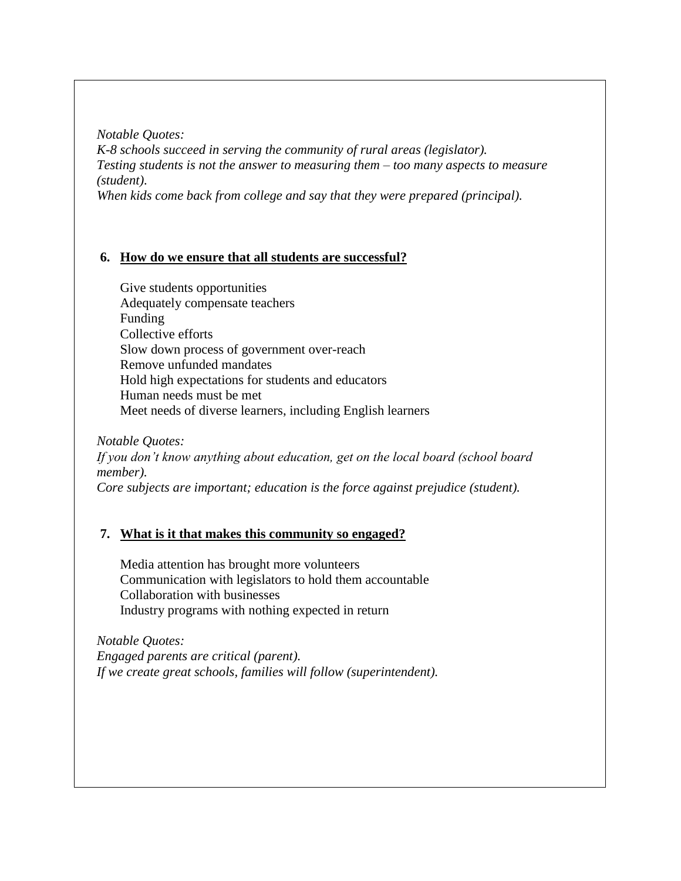*Notable Quotes:*
*K-8 schools succeed in serving the community of rural areas (legislator).*
*Testing students is not the answer to measuring them – too many aspects to measure (student).*
*When kids come back from college and say that they were prepared (principal).*

**6. <u>How do we ensure that all students are successful?</u>**

Give students opportunities
Adequately compensate teachers
Funding
Collective efforts
Slow down process of government over-reach
Remove unfunded mandates
Hold high expectations for students and educators
Human needs must be met
Meet needs of diverse learners, including English learners

*Notable Quotes:*
*If you don't know anything about education, get on the local board (school board member).*
*Core subjects are important; education is the force against prejudice (student).*

**7. <u>What is it that makes this community so engaged?</u>**

Media attention has brought more volunteers
Communication with legislators to hold them accountable
Collaboration with businesses
Industry programs with nothing expected in return

*Notable Quotes:*
*Engaged parents are critical (parent).*
*If we create great schools, families will follow (superintendent).*